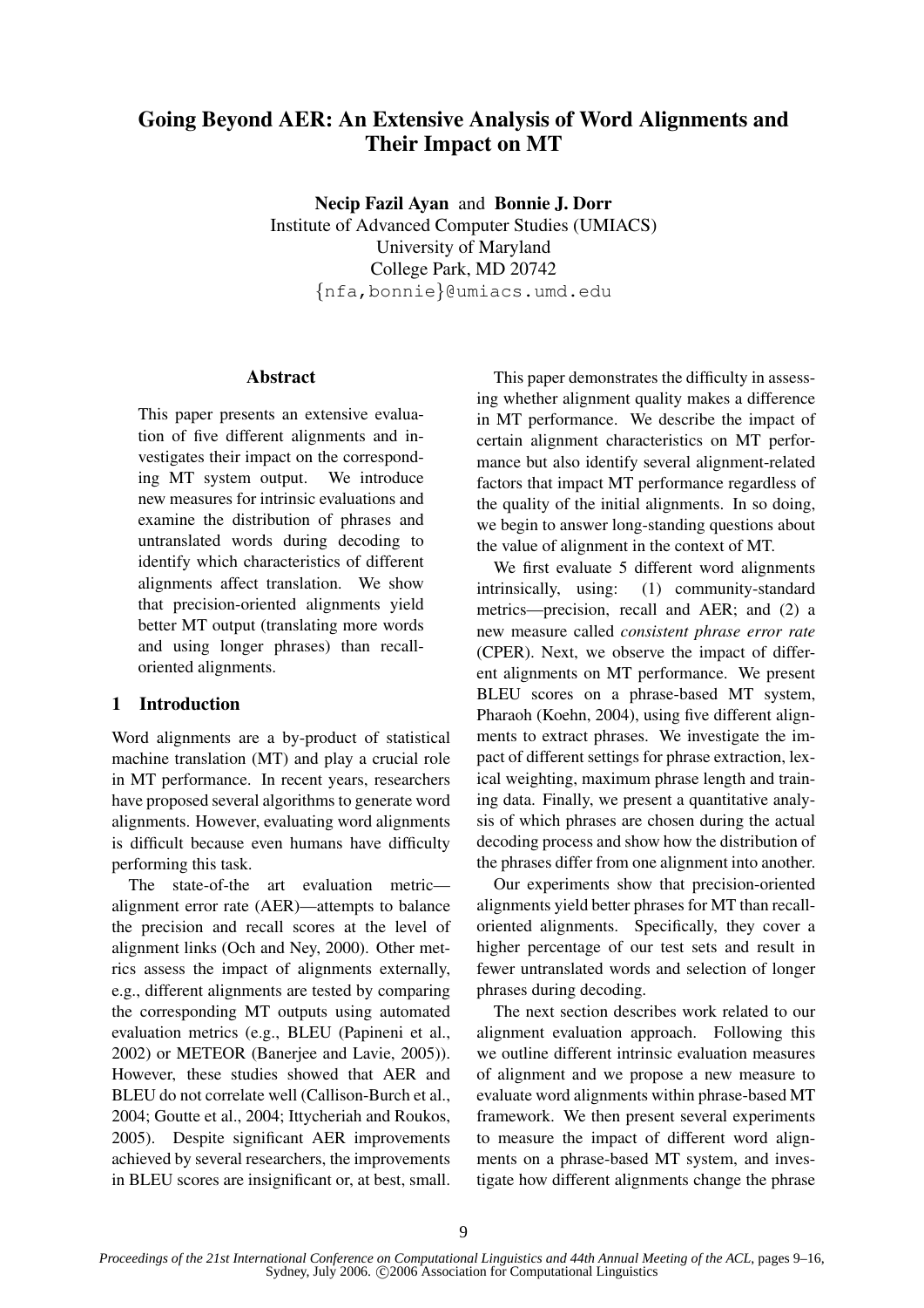# Going Beyond AER: An Extensive Analysis of Word Alignments and Their Impact on MT

**Necip Fazil Ayan** and **Bonnie J. Dorr**
Institute of Advanced Computer Studies (UMIACS)
University of Maryland
College Park, MD 20742
{nfa,bonnie}@umiacs.umd.edu

## Abstract

This paper presents an extensive evaluation of five different alignments and investigates their impact on the corresponding MT system output. We introduce new measures for intrinsic evaluations and examine the distribution of phrases and untranslated words during decoding to identify which characteristics of different alignments affect translation. We show that precision-oriented alignments yield better MT output (translating more words and using longer phrases) than recall-oriented alignments.

## 1 Introduction

Word alignments are a by-product of statistical machine translation (MT) and play a crucial role in MT performance. In recent years, researchers have proposed several algorithms to generate word alignments. However, evaluating word alignments is difficult because even humans have difficulty performing this task.

The state-of-the art evaluation metric—alignment error rate (AER)—attempts to balance the precision and recall scores at the level of alignment links (Och and Ney, 2000). Other metrics assess the impact of alignments externally, e.g., different alignments are tested by comparing the corresponding MT outputs using automated evaluation metrics (e.g., BLEU (Papineni et al., 2002) or METEOR (Banerjee and Lavie, 2005)). However, these studies showed that AER and BLEU do not correlate well (Callison-Burch et al., 2004; Goutte et al., 2004; Ittycheriah and Roukos, 2005). Despite significant AER improvements achieved by several researchers, the improvements in BLEU scores are insignificant or, at best, small.

This paper demonstrates the difficulty in assessing whether alignment quality makes a difference in MT performance. We describe the impact of certain alignment characteristics on MT performance but also identify several alignment-related factors that impact MT performance regardless of the quality of the initial alignments. In so doing, we begin to answer long-standing questions about the value of alignment in the context of MT.

We first evaluate 5 different word alignments intrinsically, using: (1) community-standard metrics—precision, recall and AER; and (2) a new measure called *consistent phrase error rate* (CPER). Next, we observe the impact of different alignments on MT performance. We present BLEU scores on a phrase-based MT system, Pharaoh (Koehn, 2004), using five different alignments to extract phrases. We investigate the impact of different settings for phrase extraction, lexical weighting, maximum phrase length and training data. Finally, we present a quantitative analysis of which phrases are chosen during the actual decoding process and show how the distribution of the phrases differ from one alignment into another.

Our experiments show that precision-oriented alignments yield better phrases for MT than recall-oriented alignments. Specifically, they cover a higher percentage of our test sets and result in fewer untranslated words and selection of longer phrases during decoding.

The next section describes work related to our alignment evaluation approach. Following this we outline different intrinsic evaluation measures of alignment and we propose a new measure to evaluate word alignments within phrase-based MT framework. We then present several experiments to measure the impact of different word alignments on a phrase-based MT system, and investigate how different alignments change the phrase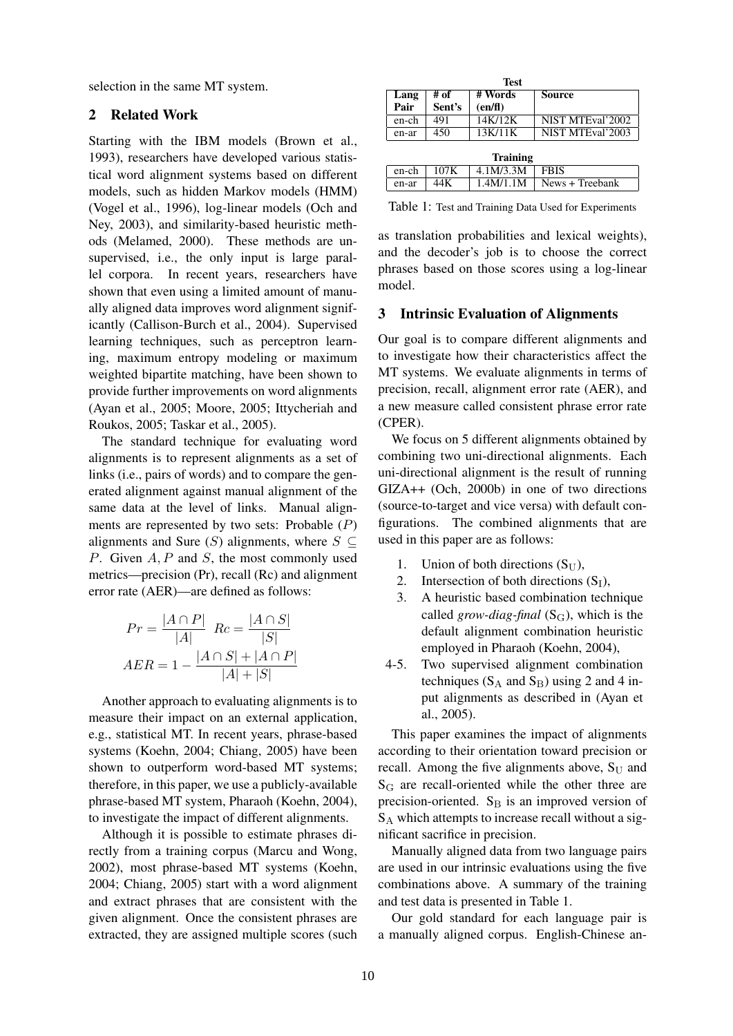selection in the same MT system.

## 2 Related Work

Starting with the IBM models (Brown et al., 1993), researchers have developed various statistical word alignment systems based on different models, such as hidden Markov models (HMM) (Vogel et al., 1996), log-linear models (Och and Ney, 2003), and similarity-based heuristic methods (Melamed, 2000). These methods are unsupervised, i.e., the only input is large parallel corpora. In recent years, researchers have shown that even using a limited amount of manually aligned data improves word alignment significantly (Callison-Burch et al., 2004). Supervised learning techniques, such as perceptron learning, maximum entropy modeling or maximum weighted bipartite matching, have been shown to provide further improvements on word alignments (Ayan et al., 2005; Moore, 2005; Ittycheriah and Roukos, 2005; Taskar et al., 2005).

The standard technique for evaluating word alignments is to represent alignments as a set of links (i.e., pairs of words) and to compare the generated alignment against manual alignment of the same data at the level of links. Manual alignments are represented by two sets: Probable ($P$) alignments and Sure ($S$) alignments, where $S \subseteq P$. Given $A, P$ and $S$, the most commonly used metrics—precision (Pr), recall (Rc) and alignment error rate (AER)—are defined as follows:

$$Pr = \frac{|A \cap P|}{|A|} \quad Rc = \frac{|A \cap S|}{|S|}$$

$$AER = 1 - \frac{|A \cap S| + |A \cap P|}{|A| + |S|}$$

Another approach to evaluating alignments is to measure their impact on an external application, e.g., statistical MT. In recent years, phrase-based systems (Koehn, 2004; Chiang, 2005) have been shown to outperform word-based MT systems; therefore, in this paper, we use a publicly-available phrase-based MT system, Pharaoh (Koehn, 2004), to investigate the impact of different alignments.

Although it is possible to estimate phrases directly from a training corpus (Marcu and Wong, 2002), most phrase-based MT systems (Koehn, 2004; Chiang, 2005) start with a word alignment and extract phrases that are consistent with the given alignment. Once the consistent phrases are extracted, they are assigned multiple scores (such as translation probabilities and lexical weights), and the decoder's job is to choose the correct phrases based on those scores using a log-linear model.

| Lang Pair | # of Sent's | # Words (en/fl) | Source |
|---|---|---|---|
| **Test** | | | |
| en-ch | 491 | 14K/12K | NIST MTEval'2002 |
| en-ar | 450 | 13K/11K | NIST MTEval'2003 |
| **Training** | | | |
| en-ch | 107K | 4.1M/3.3M | FBIS |
| en-ar | 44K | 1.4M/1.1M | News + Treebank |

Table 1: Test and Training Data Used for Experiments

## 3 Intrinsic Evaluation of Alignments

Our goal is to compare different alignments and to investigate how their characteristics affect the MT systems. We evaluate alignments in terms of precision, recall, alignment error rate (AER), and a new measure called consistent phrase error rate (CPER).

We focus on 5 different alignments obtained by combining two uni-directional alignments. Each uni-directional alignment is the result of running GIZA++ (Och, 2000b) in one of two directions (source-to-target and vice versa) with default configurations. The combined alignments that are used in this paper are as follows:

1. Union of both directions ($S_U$),
2. Intersection of both directions ($S_I$),
3. A heuristic based combination technique called *grow-diag-final* ($S_G$), which is the default alignment combination heuristic employed in Pharaoh (Koehn, 2004),

4-5. Two supervised alignment combination techniques ($S_A$ and $S_B$) using 2 and 4 input alignments as described in (Ayan et al., 2005).

This paper examines the impact of alignments according to their orientation toward precision or recall. Among the five alignments above, $S_U$ and $S_G$ are recall-oriented while the other three are precision-oriented. $S_B$ is an improved version of $S_A$ which attempts to increase recall without a significant sacrifice in precision.

Manually aligned data from two language pairs are used in our intrinsic evaluations using the five combinations above. A summary of the training and test data is presented in Table 1.

Our gold standard for each language pair is a manually aligned corpus. English-Chinese an-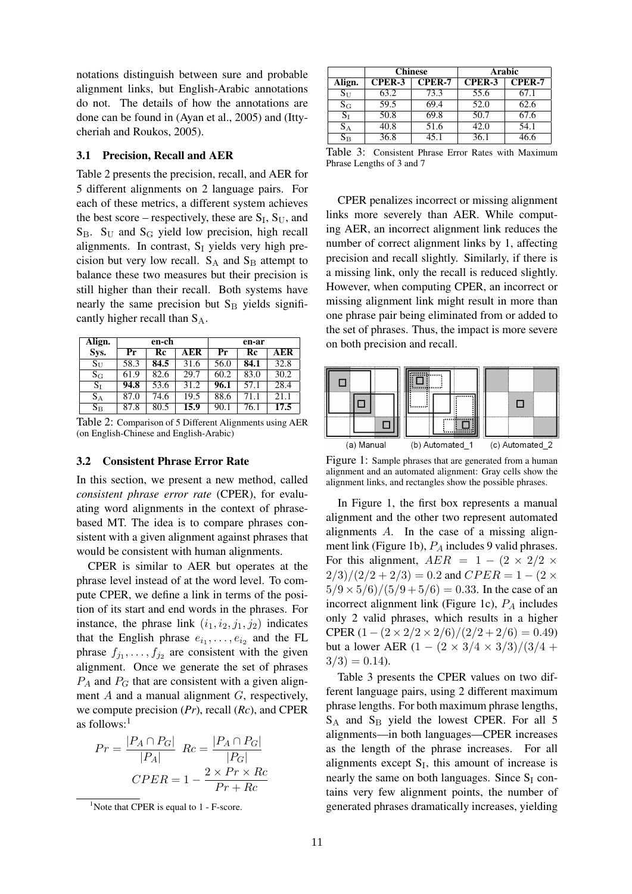notations distinguish between sure and probable alignment links, but English-Arabic annotations do not. The details of how the annotations are done can be found in (Ayan et al., 2005) and (Ittycheriah and Roukos, 2005).

### 3.1 Precision, Recall and AER

Table 2 presents the precision, recall, and AER for 5 different alignments on 2 language pairs. For each of these metrics, a different system achieves the best score – respectively, these are $S_I$, $S_U$, and $S_B$. $S_U$ and $S_G$ yield low precision, high recall alignments. In contrast, $S_I$ yields very high precision but very low recall. $S_A$ and $S_B$ attempt to balance these two measures but their precision is still higher than their recall. Both systems have nearly the same precision but $S_B$ yields significantly higher recall than $S_A$.

| Align. | en-ch | | | en-ar | | |
|---|---|---|---|---|---|---|
| Sys. | Pr | Rc | AER | Pr | Rc | AER |
| $S_U$ | 58.3 | **84.5** | 31.6 | 56.0 | **84.1** | 32.8 |
| $S_G$ | 61.9 | 82.6 | 29.7 | 60.2 | 83.0 | 30.2 |
| $S_I$ | **94.8** | 53.6 | 31.2 | **96.1** | 57.1 | 28.4 |
| $S_A$ | 87.0 | 74.6 | 19.5 | 88.6 | 71.1 | 21.1 |
| $S_B$ | 87.8 | 80.5 | **15.9** | 90.1 | 76.1 | **17.5** |

Table 2: Comparison of 5 Different Alignments using AER (on English-Chinese and English-Arabic)

### 3.2 Consistent Phrase Error Rate

In this section, we present a new method, called *consistent phrase error rate* (CPER), for evaluating word alignments in the context of phrase-based MT. The idea is to compare phrases consistent with a given alignment against phrases that would be consistent with human alignments.

CPER is similar to AER but operates at the phrase level instead of at the word level. To compute CPER, we define a link in terms of the position of its start and end words in the phrases. For instance, the phrase link $(i_1, i_2, j_1, j_2)$ indicates that the English phrase $e_{i_1}, \ldots, e_{i_2}$ and the FL phrase $f_{j_1}, \ldots, f_{j_2}$ are consistent with the given alignment. Once we generate the set of phrases $P_A$ and $P_G$ that are consistent with a given alignment $A$ and a manual alignment $G$, respectively, we compute precision (*Pr*), recall (*Rc*), and CPER as follows:[1]

$$Pr = \frac{|P_A \cap P_G|}{|P_A|} \quad Rc = \frac{|P_A \cap P_G|}{|P_G|}$$

$$CPER = 1 - \frac{2 \times Pr \times Rc}{Pr + Rc}$$

[1] Note that CPER is equal to 1 - F-score.

| | Chinese | | Arabic | |
|---|---|---|---|---|
| Align. | CPER-3 | CPER-7 | CPER-3 | CPER-7 |
| $S_U$ | 63.2 | 73.3 | 55.6 | 67.1 |
| $S_G$ | 59.5 | 69.4 | 52.0 | 62.6 |
| $S_I$ | 50.8 | 69.8 | 50.7 | 67.6 |
| $S_A$ | 40.8 | 51.6 | 42.0 | 54.1 |
| $S_B$ | 36.8 | 45.1 | 36.1 | 46.6 |

Table 3: Consistent Phrase Error Rates with Maximum Phrase Lengths of 3 and 7

CPER penalizes incorrect or missing alignment links more severely than AER. While computing AER, an incorrect alignment link reduces the number of correct alignment links by 1, affecting precision and recall slightly. Similarly, if there is a missing link, only the recall is reduced slightly. However, when computing CPER, an incorrect or missing alignment link might result in more than one phrase pair being eliminated from or added to the set of phrases. Thus, the impact is more severe on both precision and recall.

(a) Manual (b) Automated_1 (c) Automated_2

Figure 1: Sample phrases that are generated from a human alignment and an automated alignment: Gray cells show the alignment links, and rectangles show the possible phrases.

In Figure 1, the first box represents a manual alignment and the other two represent automated alignments $A$. In the case of a missing alignment link (Figure 1b), $P_A$ includes 9 valid phrases. For this alignment, $AER = 1 - (2 \times 2/2 \times 2/3)/(2/2 + 2/3) = 0.2$ and $CPER = 1 - (2 \times 5/9 \times 5/6)/(5/9 + 5/6) = 0.33$. In the case of an incorrect alignment link (Figure 1c), $P_A$ includes only 2 valid phrases, which results in a higher CPER $(1 - (2 \times 2/2 \times 2/6)/(2/2 + 2/6) = 0.49)$ but a lower AER $(1 - (2 \times 3/4 \times 3/3)/(3/4 + 3/3) = 0.14)$.

Table 3 presents the CPER values on two different language pairs, using 2 different maximum phrase lengths. For both maximum phrase lengths, $S_A$ and $S_B$ yield the lowest CPER. For all 5 alignments—in both languages—CPER increases as the length of the phrase increases. For all alignments except $S_I$, this amount of increase is nearly the same on both languages. Since $S_I$ contains very few alignment points, the number of generated phrases dramatically increases, yielding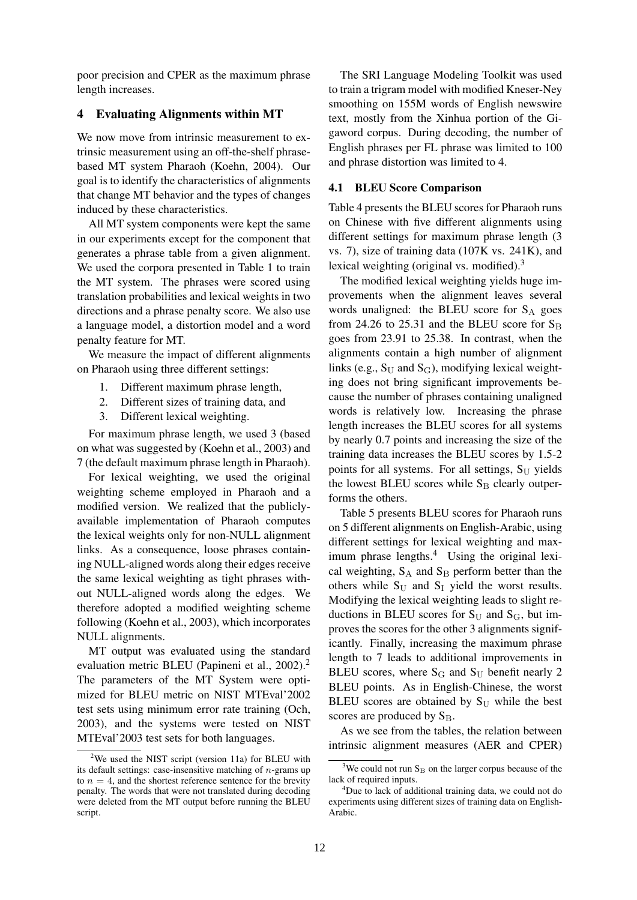poor precision and CPER as the maximum phrase length increases.

## 4 Evaluating Alignments within MT

We now move from intrinsic measurement to extrinsic measurement using an off-the-shelf phrase-based MT system Pharaoh (Koehn, 2004). Our goal is to identify the characteristics of alignments that change MT behavior and the types of changes induced by these characteristics.

All MT system components were kept the same in our experiments except for the component that generates a phrase table from a given alignment. We used the corpora presented in Table 1 to train the MT system. The phrases were scored using translation probabilities and lexical weights in two directions and a phrase penalty score. We also use a language model, a distortion model and a word penalty feature for MT.

We measure the impact of different alignments on Pharaoh using three different settings:

1. Different maximum phrase length,
2. Different sizes of training data, and
3. Different lexical weighting.

For maximum phrase length, we used 3 (based on what was suggested by (Koehn et al., 2003) and 7 (the default maximum phrase length in Pharaoh).

For lexical weighting, we used the original weighting scheme employed in Pharaoh and a modified version. We realized that the publicly-available implementation of Pharaoh computes the lexical weights only for non-NULL alignment links. As a consequence, loose phrases containing NULL-aligned words along their edges receive the same lexical weighting as tight phrases without NULL-aligned words along the edges. We therefore adopted a modified weighting scheme following (Koehn et al., 2003), which incorporates NULL alignments.

MT output was evaluated using the standard evaluation metric BLEU (Papineni et al., 2002).[2] The parameters of the MT System were optimized for BLEU metric on NIST MTEval'2002 test sets using minimum error rate training (Och, 2003), and the systems were tested on NIST MTEval'2003 test sets for both languages.

The SRI Language Modeling Toolkit was used to train a trigram model with modified Kneser-Ney smoothing on 155M words of English newswire text, mostly from the Xinhua portion of the Gigaword corpus. During decoding, the number of English phrases per FL phrase was limited to 100 and phrase distortion was limited to 4.

### 4.1 BLEU Score Comparison

Table 4 presents the BLEU scores for Pharaoh runs on Chinese with five different alignments using different settings for maximum phrase length (3 vs. 7), size of training data (107K vs. 241K), and lexical weighting (original vs. modified).[3]

The modified lexical weighting yields huge improvements when the alignment leaves several words unaligned: the BLEU score for $S_A$ goes from 24.26 to 25.31 and the BLEU score for $S_B$ goes from 23.91 to 25.38. In contrast, when the alignments contain a high number of alignment links (e.g., $S_U$ and $S_G$), modifying lexical weighting does not bring significant improvements because the number of phrases containing unaligned words is relatively low. Increasing the phrase length increases the BLEU scores for all systems by nearly 0.7 points and increasing the size of the training data increases the BLEU scores by 1.5-2 points for all systems. For all settings, $S_U$ yields the lowest BLEU scores while $S_B$ clearly outperforms the others.

Table 5 presents BLEU scores for Pharaoh runs on 5 different alignments on English-Arabic, using different settings for lexical weighting and maximum phrase lengths.[4] Using the original lexical weighting, $S_A$ and $S_B$ perform better than the others while $S_U$ and $S_I$ yield the worst results. Modifying the lexical weighting leads to slight reductions in BLEU scores for $S_U$ and $S_G$, but improves the scores for the other 3 alignments significantly. Finally, increasing the maximum phrase length to 7 leads to additional improvements in BLEU scores, where $S_G$ and $S_U$ benefit nearly 2 BLEU points. As in English-Chinese, the worst BLEU scores are obtained by $S_U$ while the best scores are produced by $S_B$.

As we see from the tables, the relation between intrinsic alignment measures (AER and CPER)

---

[2] We used the NIST script (version 11a) for BLEU with its default settings: case-insensitive matching of $n$-grams up to $n = 4$, and the shortest reference sentence for the brevity penalty. The words that were not translated during decoding were deleted from the MT output before running the BLEU script.

[3] We could not run $S_B$ on the larger corpus because of the lack of required inputs.

[4] Due to lack of additional training data, we could not do experiments using different sizes of training data on English-Arabic.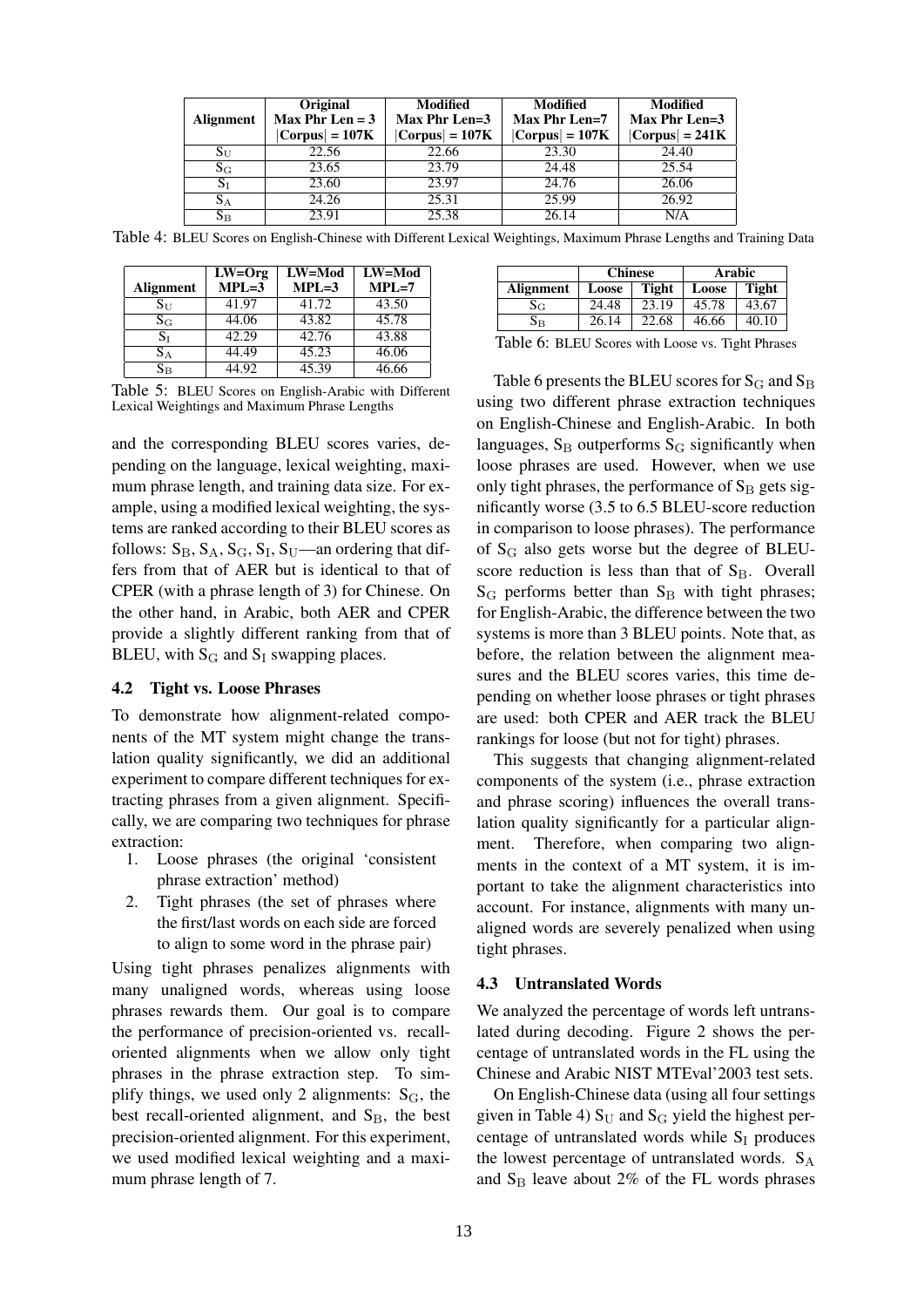| Alignment | Original Max Phr Len = 3 \|Corpus\| = 107K | Modified Max Phr Len=3 \|Corpus\| = 107K | Modified Max Phr Len=7 \|Corpus\| = 107K | Modified Max Phr Len=3 \|Corpus\| = 241K |
|---|---|---|---|---|
| $S_U$ | 22.56 | 22.66 | 23.30 | 24.40 |
| $S_G$ | 23.65 | 23.79 | 24.48 | 25.54 |
| $S_I$ | 23.60 | 23.97 | 24.76 | 26.06 |
| $S_A$ | 24.26 | 25.31 | 25.99 | 26.92 |
| $S_B$ | 23.91 | 25.38 | 26.14 | N/A |

Table 4: BLEU Scores on English-Chinese with Different Lexical Weightings, Maximum Phrase Lengths and Training Data

| Alignment | LW=Org MPL=3 | LW=Mod MPL=3 | LW=Mod MPL=7 |
|---|---|---|---|
| $S_U$ | 41.97 | 41.72 | 43.50 |
| $S_G$ | 44.06 | 43.82 | 45.78 |
| $S_I$ | 42.29 | 42.76 | 43.88 |
| $S_A$ | 44.49 | 45.23 | 46.06 |
| $S_B$ | 44.92 | 45.39 | 46.66 |

Table 5: BLEU Scores on English-Arabic with Different Lexical Weightings and Maximum Phrase Lengths

and the corresponding BLEU scores varies, depending on the language, lexical weighting, maximum phrase length, and training data size. For example, using a modified lexical weighting, the systems are ranked according to their BLEU scores as follows: $S_B$, $S_A$, $S_G$, $S_I$, $S_U$—an ordering that differs from that of AER but is identical to that of CPER (with a phrase length of 3) for Chinese. On the other hand, in Arabic, both AER and CPER provide a slightly different ranking from that of BLEU, with $S_G$ and $S_I$ swapping places.

### 4.2 Tight vs. Loose Phrases

To demonstrate how alignment-related components of the MT system might change the translation quality significantly, we did an additional experiment to compare different techniques for extracting phrases from a given alignment. Specifically, we are comparing two techniques for phrase extraction:

1. Loose phrases (the original 'consistent phrase extraction' method)
2. Tight phrases (the set of phrases where the first/last words on each side are forced to align to some word in the phrase pair)

Using tight phrases penalizes alignments with many unaligned words, whereas using loose phrases rewards them. Our goal is to compare the performance of precision-oriented vs. recall-oriented alignments when we allow only tight phrases in the phrase extraction step. To simplify things, we used only 2 alignments: $S_G$, the best recall-oriented alignment, and $S_B$, the best precision-oriented alignment. For this experiment, we used modified lexical weighting and a maximum phrase length of 7.

| | Chinese | | Arabic | |
|---|---|---|---|---|
| Alignment | Loose | Tight | Loose | Tight |
| $S_G$ | 24.48 | 23.19 | 45.78 | 43.67 |
| $S_B$ | 26.14 | 22.68 | 46.66 | 40.10 |

Table 6: BLEU Scores with Loose vs. Tight Phrases

Table 6 presents the BLEU scores for $S_G$ and $S_B$ using two different phrase extraction techniques on English-Chinese and English-Arabic. In both languages, $S_B$ outperforms $S_G$ significantly when loose phrases are used. However, when we use only tight phrases, the performance of $S_B$ gets significantly worse (3.5 to 6.5 BLEU-score reduction in comparison to loose phrases). The performance of $S_G$ also gets worse but the degree of BLEU-score reduction is less than that of $S_B$. Overall $S_G$ performs better than $S_B$ with tight phrases; for English-Arabic, the difference between the two systems is more than 3 BLEU points. Note that, as before, the relation between the alignment measures and the BLEU scores varies, this time depending on whether loose phrases or tight phrases are used: both CPER and AER track the BLEU rankings for loose (but not for tight) phrases.

This suggests that changing alignment-related components of the system (i.e., phrase extraction and phrase scoring) influences the overall translation quality significantly for a particular alignment. Therefore, when comparing two alignments in the context of a MT system, it is important to take the alignment characteristics into account. For instance, alignments with many unaligned words are severely penalized when using tight phrases.

### 4.3 Untranslated Words

We analyzed the percentage of words left untranslated during decoding. Figure 2 shows the percentage of untranslated words in the FL using the Chinese and Arabic NIST MTEval'2003 test sets.

On English-Chinese data (using all four settings given in Table 4) $S_U$ and $S_G$ yield the highest percentage of untranslated words while $S_I$ produces the lowest percentage of untranslated words. $S_A$ and $S_B$ leave about 2% of the FL words phrases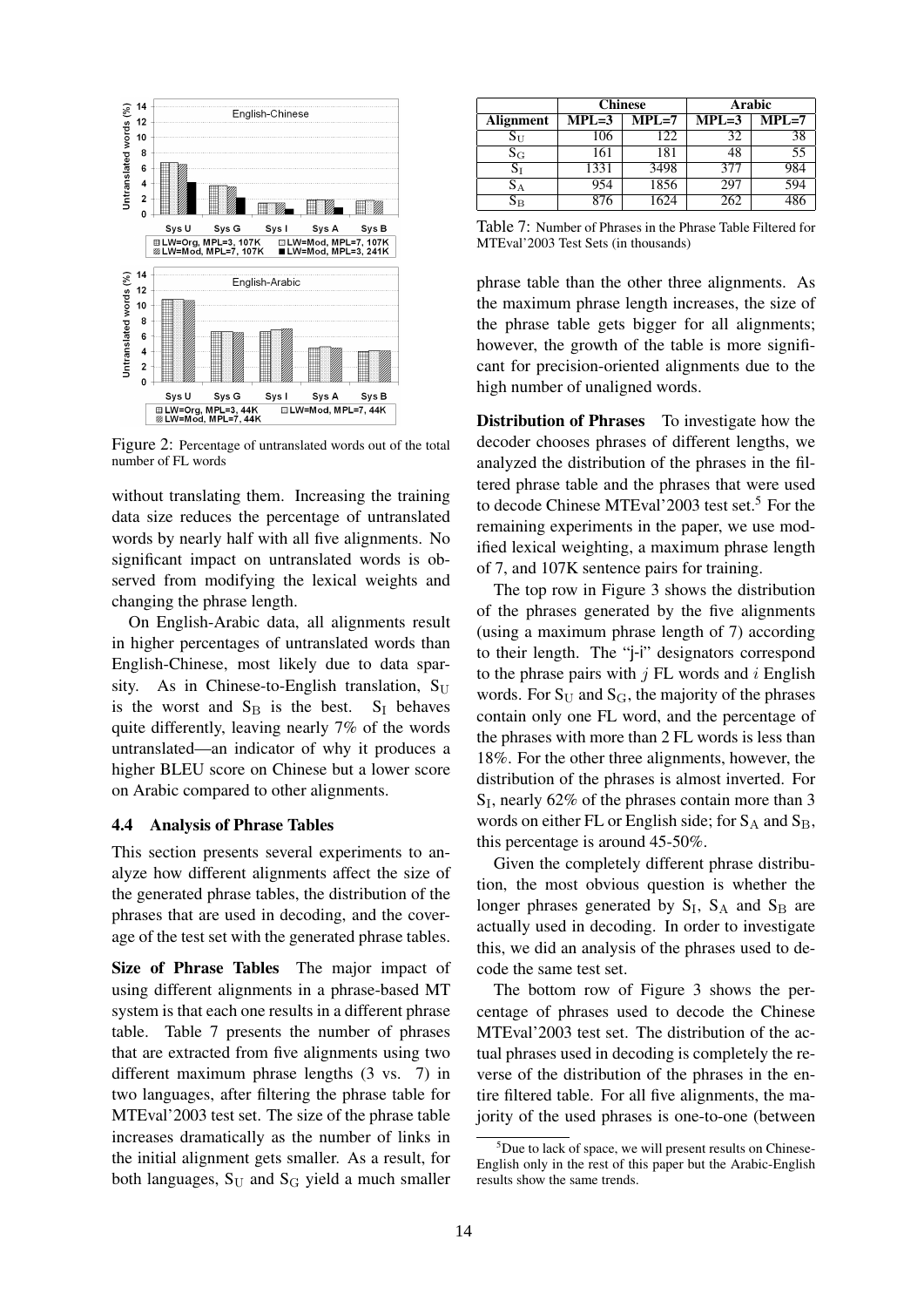Figure 2: Percentage of untranslated words out of the total number of FL words

without translating them. Increasing the training data size reduces the percentage of untranslated words by nearly half with all five alignments. No significant impact on untranslated words is observed from modifying the lexical weights and changing the phrase length.

On English-Arabic data, all alignments result in higher percentages of untranslated words than English-Chinese, most likely due to data sparsity. As in Chinese-to-English translation, $S_U$ is the worst and $S_B$ is the best. $S_I$ behaves quite differently, leaving nearly 7% of the words untranslated—an indicator of why it produces a higher BLEU score on Chinese but a lower score on Arabic compared to other alignments.

### 4.4 Analysis of Phrase Tables

This section presents several experiments to analyze how different alignments affect the size of the generated phrase tables, the distribution of the phrases that are used in decoding, and the coverage of the test set with the generated phrase tables.

**Size of Phrase Tables** The major impact of using different alignments in a phrase-based MT system is that each one results in a different phrase table. Table 7 presents the number of phrases that are extracted from five alignments using two different maximum phrase lengths (3 vs. 7) in two languages, after filtering the phrase table for MTEval'2003 test set. The size of the phrase table increases dramatically as the number of links in the initial alignment gets smaller. As a result, for both languages, $S_U$ and $S_G$ yield a much smaller phrase table than the other three alignments. As the maximum phrase length increases, the size of the phrase table gets bigger for all alignments; however, the growth of the table is more significant for precision-oriented alignments due to the high number of unaligned words.

| | Chinese | | Arabic | |
|---|---|---|---|---|
| **Alignment** | **MPL=3** | **MPL=7** | **MPL=3** | **MPL=7** |
| $S_U$ | 106 | 122 | 32 | 38 |
| $S_G$ | 161 | 181 | 48 | 55 |
| $S_I$ | 1331 | 3498 | 377 | 984 |
| $S_A$ | 954 | 1856 | 297 | 594 |
| $S_B$ | 876 | 1624 | 262 | 486 |

Table 7: Number of Phrases in the Phrase Table Filtered for MTEval'2003 Test Sets (in thousands)

**Distribution of Phrases** To investigate how the decoder chooses phrases of different lengths, we analyzed the distribution of the phrases in the filtered phrase table and the phrases that were used to decode Chinese MTEval'2003 test set.[5] For the remaining experiments in the paper, we use modified lexical weighting, a maximum phrase length of 7, and 107K sentence pairs for training.

The top row in Figure 3 shows the distribution of the phrases generated by the five alignments (using a maximum phrase length of 7) according to their length. The "j-i" designators correspond to the phrase pairs with $j$ FL words and $i$ English words. For $S_U$ and $S_G$, the majority of the phrases contain only one FL word, and the percentage of the phrases with more than 2 FL words is less than 18%. For the other three alignments, however, the distribution of the phrases is almost inverted. For $S_I$, nearly 62% of the phrases contain more than 3 words on either FL or English side; for $S_A$ and $S_B$, this percentage is around 45-50%.

Given the completely different phrase distribution, the most obvious question is whether the longer phrases generated by $S_I$, $S_A$ and $S_B$ are actually used in decoding. In order to investigate this, we did an analysis of the phrases used to decode the same test set.

The bottom row of Figure 3 shows the percentage of phrases used to decode the Chinese MTEval'2003 test set. The distribution of the actual phrases used in decoding is completely the reverse of the distribution of the phrases in the entire filtered table. For all five alignments, the majority of the used phrases is one-to-one (between

[5] Due to lack of space, we will present results on Chinese-English only in the rest of this paper but the Arabic-English results show the same trends.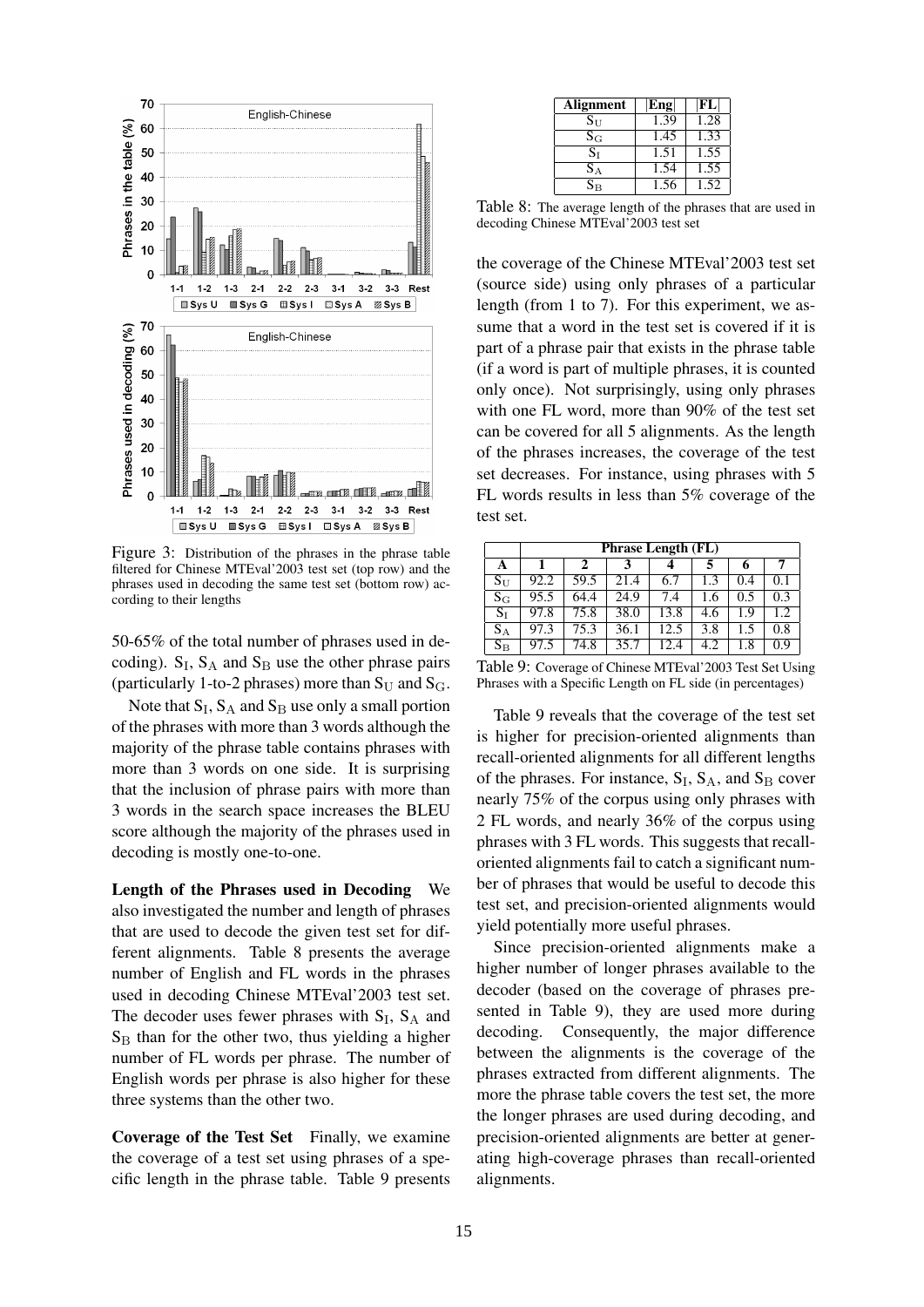Figure 3: Distribution of the phrases in the phrase table filtered for Chinese MTEval'2003 test set (top row) and the phrases used in decoding the same test set (bottom row) according to their lengths

50-65% of the total number of phrases used in decoding). $S_I$, $S_A$ and $S_B$ use the other phrase pairs (particularly 1-to-2 phrases) more than $S_U$ and $S_G$.

Note that $S_I$, $S_A$ and $S_B$ use only a small portion of the phrases with more than 3 words although the majority of the phrase table contains phrases with more than 3 words on one side. It is surprising that the inclusion of phrase pairs with more than 3 words in the search space increases the BLEU score although the majority of the phrases used in decoding is mostly one-to-one.

**Length of the Phrases used in Decoding** We also investigated the number and length of phrases that are used to decode the given test set for different alignments. Table 8 presents the average number of English and FL words in the phrases used in decoding Chinese MTEval'2003 test set. The decoder uses fewer phrases with $S_I$, $S_A$ and $S_B$ than for the other two, thus yielding a higher number of FL words per phrase. The number of English words per phrase is also higher for these three systems than the other two.

**Coverage of the Test Set** Finally, we examine the coverage of a test set using phrases of a specific length in the phrase table. Table 9 presents the coverage of the Chinese MTEval'2003 test set (source side) using only phrases of a particular length (from 1 to 7). For this experiment, we assume that a word in the test set is covered if it is part of a phrase pair that exists in the phrase table (if a word is part of multiple phrases, it is counted only once). Not surprisingly, using only phrases with one FL word, more than 90% of the test set can be covered for all 5 alignments. As the length of the phrases increases, the coverage of the test set decreases. For instance, using phrases with 5 FL words results in less than 5% coverage of the test set.

| Alignment | \|Eng\| | \|FL\| |
|---|---|---|
| $S_U$ | 1.39 | 1.28 |
| $S_G$ | 1.45 | 1.33 |
| $S_I$ | 1.51 | 1.55 |
| $S_A$ | 1.54 | 1.55 |
| $S_B$ | 1.56 | 1.52 |

Table 8: The average length of the phrases that are used in decoding Chinese MTEval'2003 test set

| | Phrase Length (FL) | | | | | | |
|---|---|---|---|---|---|---|---|
| **A** | **1** | **2** | **3** | **4** | **5** | **6** | **7** |
| $S_U$ | 92.2 | 59.5 | 21.4 | 6.7 | 1.3 | 0.4 | 0.1 |
| $S_G$ | 95.5 | 64.4 | 24.9 | 7.4 | 1.6 | 0.5 | 0.3 |
| $S_I$ | 97.8 | 75.8 | 38.0 | 13.8 | 4.6 | 1.9 | 1.2 |
| $S_A$ | 97.3 | 75.3 | 36.1 | 12.5 | 3.8 | 1.5 | 0.8 |
| $S_B$ | 97.5 | 74.8 | 35.7 | 12.4 | 4.2 | 1.8 | 0.9 |

Table 9: Coverage of Chinese MTEval'2003 Test Set Using Phrases with a Specific Length on FL side (in percentages)

Table 9 reveals that the coverage of the test set is higher for precision-oriented alignments than recall-oriented alignments for all different lengths of the phrases. For instance, $S_I$, $S_A$, and $S_B$ cover nearly 75% of the corpus using only phrases with 2 FL words, and nearly 36% of the corpus using phrases with 3 FL words. This suggests that recall-oriented alignments fail to catch a significant number of phrases that would be useful to decode this test set, and precision-oriented alignments would yield potentially more useful phrases.

Since precision-oriented alignments make a higher number of longer phrases available to the decoder (based on the coverage of phrases presented in Table 9), they are used more during decoding. Consequently, the major difference between the alignments is the coverage of the phrases extracted from different alignments. The more the phrase table covers the test set, the more the longer phrases are used during decoding, and precision-oriented alignments are better at generating high-coverage phrases than recall-oriented alignments.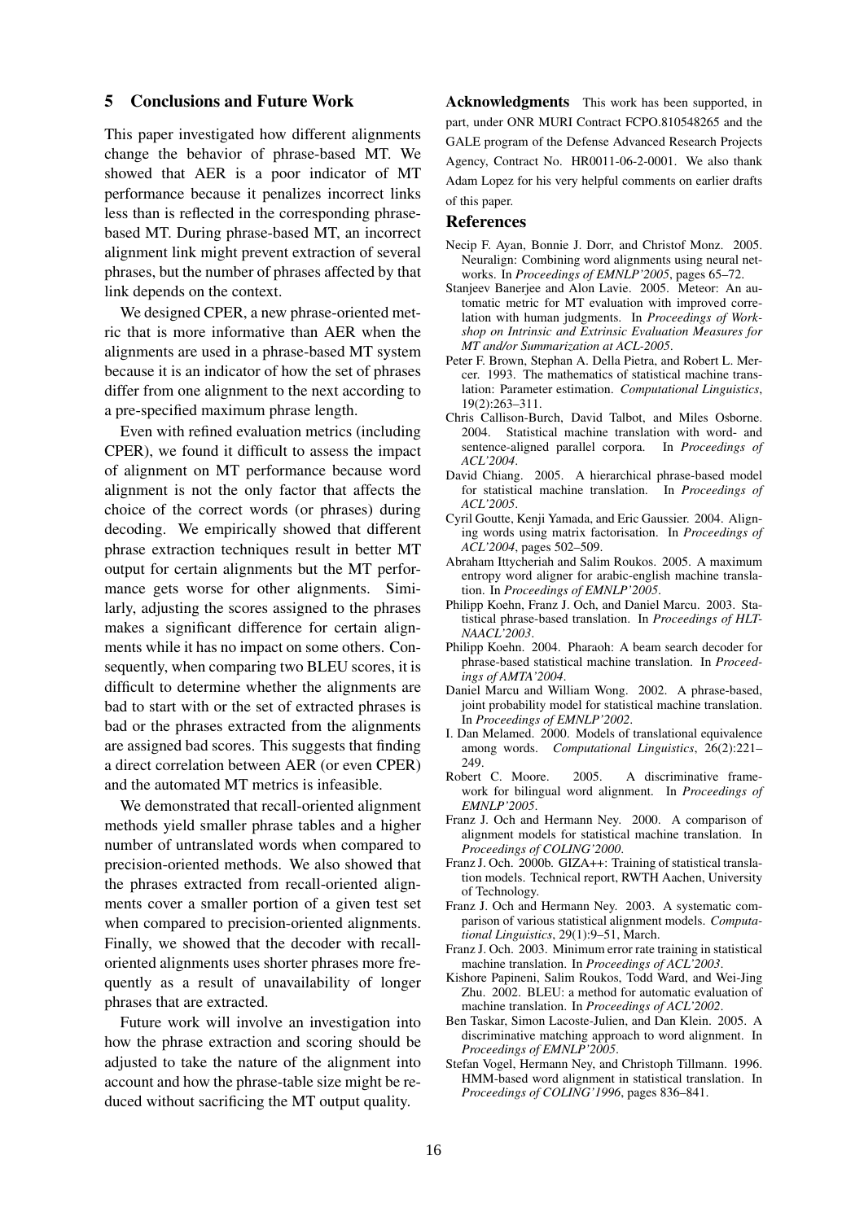## 5 Conclusions and Future Work

This paper investigated how different alignments change the behavior of phrase-based MT. We showed that AER is a poor indicator of MT performance because it penalizes incorrect links less than is reflected in the corresponding phrase-based MT. During phrase-based MT, an incorrect alignment link might prevent extraction of several phrases, but the number of phrases affected by that link depends on the context.

We designed CPER, a new phrase-oriented metric that is more informative than AER when the alignments are used in a phrase-based MT system because it is an indicator of how the set of phrases differ from one alignment to the next according to a pre-specified maximum phrase length.

Even with refined evaluation metrics (including CPER), we found it difficult to assess the impact of alignment on MT performance because word alignment is not the only factor that affects the choice of the correct words (or phrases) during decoding. We empirically showed that different phrase extraction techniques result in better MT output for certain alignments but the MT performance gets worse for other alignments. Similarly, adjusting the scores assigned to the phrases makes a significant difference for certain alignments while it has no impact on some others. Consequently, when comparing two BLEU scores, it is difficult to determine whether the alignments are bad to start with or the set of extracted phrases is bad or the phrases extracted from the alignments are assigned bad scores. This suggests that finding a direct correlation between AER (or even CPER) and the automated MT metrics is infeasible.

We demonstrated that recall-oriented alignment methods yield smaller phrase tables and a higher number of untranslated words when compared to precision-oriented methods. We also showed that the phrases extracted from recall-oriented alignments cover a smaller portion of a given test set when compared to precision-oriented alignments. Finally, we showed that the decoder with recall-oriented alignments uses shorter phrases more frequently as a result of unavailability of longer phrases that are extracted.

Future work will involve an investigation into how the phrase extraction and scoring should be adjusted to take the nature of the alignment into account and how the phrase-table size might be reduced without sacrificing the MT output quality.

**Acknowledgments** This work has been supported, in part, under ONR MURI Contract FCPO.810548265 and the GALE program of the Defense Advanced Research Projects Agency, Contract No. HR0011-06-2-0001. We also thank Adam Lopez for his very helpful comments on earlier drafts of this paper.

## References

Necip F. Ayan, Bonnie J. Dorr, and Christof Monz. 2005. Neuralign: Combining word alignments using neural networks. In *Proceedings of EMNLP'2005*, pages 65–72.

Stanjeev Banerjee and Alon Lavie. 2005. Meteor: An automatic metric for MT evaluation with improved correlation with human judgments. In *Proceedings of Workshop on Intrinsic and Extrinsic Evaluation Measures for MT and/or Summarization at ACL-2005*.

Peter F. Brown, Stephan A. Della Pietra, and Robert L. Mercer. 1993. The mathematics of statistical machine translation: Parameter estimation. *Computational Linguistics*, 19(2):263–311.

Chris Callison-Burch, David Talbot, and Miles Osborne. 2004. Statistical machine translation with word- and sentence-aligned parallel corpora. In *Proceedings of ACL'2004*.

David Chiang. 2005. A hierarchical phrase-based model for statistical machine translation. In *Proceedings of ACL'2005*.

Cyril Goutte, Kenji Yamada, and Eric Gaussier. 2004. Aligning words using matrix factorisation. In *Proceedings of ACL'2004*, pages 502–509.

Abraham Ittycheriah and Salim Roukos. 2005. A maximum entropy word aligner for arabic-english machine translation. In *Proceedings of EMNLP'2005*.

Philipp Koehn, Franz J. Och, and Daniel Marcu. 2003. Statistical phrase-based translation. In *Proceedings of HLT-NAACL'2003*.

Philipp Koehn. 2004. Pharaoh: A beam search decoder for phrase-based statistical machine translation. In *Proceedings of AMTA'2004*.

Daniel Marcu and William Wong. 2002. A phrase-based, joint probability model for statistical machine translation. In *Proceedings of EMNLP'2002*.

I. Dan Melamed. 2000. Models of translational equivalence among words. *Computational Linguistics*, 26(2):221–249.

Robert C. Moore. 2005. A discriminative framework for bilingual word alignment. In *Proceedings of EMNLP'2005*.

Franz J. Och and Hermann Ney. 2000. A comparison of alignment models for statistical machine translation. In *Proceedings of COLING'2000*.

Franz J. Och. 2000b. GIZA++: Training of statistical translation models. Technical report, RWTH Aachen, University of Technology.

Franz J. Och and Hermann Ney. 2003. A systematic comparison of various statistical alignment models. *Computational Linguistics*, 29(1):9–51, March.

Franz J. Och. 2003. Minimum error rate training in statistical machine translation. In *Proceedings of ACL'2003*.

Kishore Papineni, Salim Roukos, Todd Ward, and Wei-Jing Zhu. 2002. BLEU: a method for automatic evaluation of machine translation. In *Proceedings of ACL'2002*.

Ben Taskar, Simon Lacoste-Julien, and Dan Klein. 2005. A discriminative matching approach to word alignment. In *Proceedings of EMNLP'2005*.

Stefan Vogel, Hermann Ney, and Christoph Tillmann. 1996. HMM-based word alignment in statistical translation. In *Proceedings of COLING'1996*, pages 836–841.